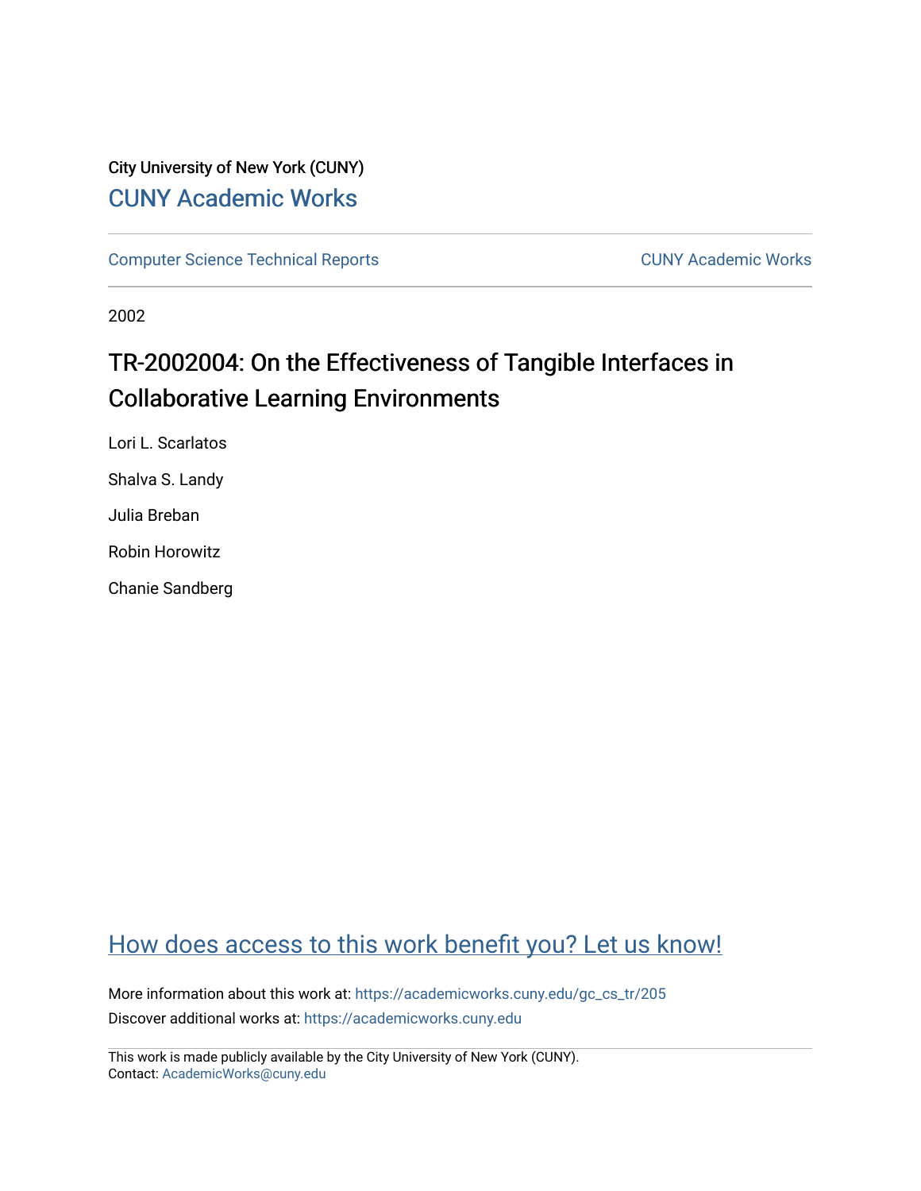City University of New York (CUNY)

CUNY Academic Works

Computer Science Technical Reports

CUNY Academic Works

2002

# TR-2002004: On the Effectiveness of Tangible Interfaces in Collaborative Learning Environments

Lori L. Scarlatos

Shalva S. Landy

Julia Breban

Robin Horowitz

Chanie Sandberg

How does access to this work benefit you? Let us know!

More information about this work at: https://academicworks.cuny.edu/gc_cs_tr/205

Discover additional works at: https://academicworks.cuny.edu

This work is made publicly available by the City University of New York (CUNY).
Contact: AcademicWorks@cuny.edu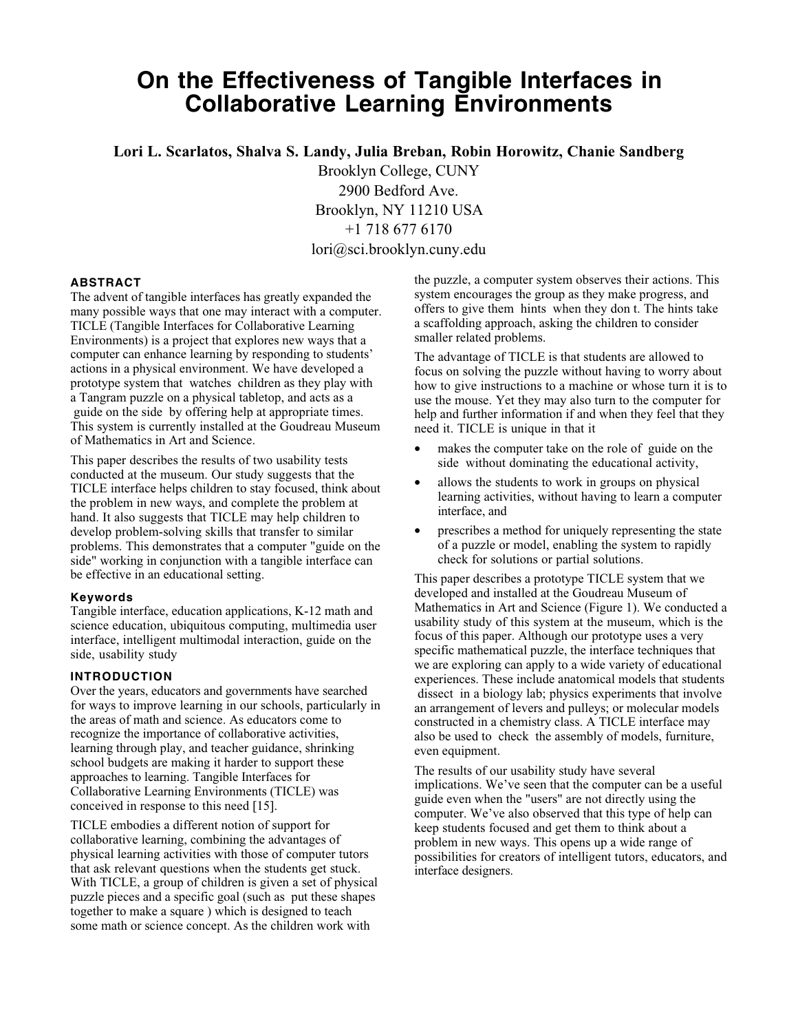# On the Effectiveness of Tangible Interfaces in Collaborative Learning Environments

**Lori L. Scarlatos, Shalva S. Landy, Julia Breban, Robin Horowitz, Chanie Sandberg**

Brooklyn College, CUNY
2900 Bedford Ave.
Brooklyn, NY 11210 USA
+1 718 677 6170
lori@sci.brooklyn.cuny.edu

## ABSTRACT

The advent of tangible interfaces has greatly expanded the many possible ways that one may interact with a computer. TICLE (Tangible Interfaces for Collaborative Learning Environments) is a project that explores new ways that a computer can enhance learning by responding to students' actions in a physical environment. We have developed a prototype system that watches children as they play with a Tangram puzzle on a physical tabletop, and acts as a guide on the side by offering help at appropriate times. This system is currently installed at the Goudreau Museum of Mathematics in Art and Science.

This paper describes the results of two usability tests conducted at the museum. Our study suggests that the TICLE interface helps children to stay focused, think about the problem in new ways, and complete the problem at hand. It also suggests that TICLE may help children to develop problem-solving skills that transfer to similar problems. This demonstrates that a computer "guide on the side" working in conjunction with a tangible interface can be effective in an educational setting.

### Keywords

Tangible interface, education applications, K-12 math and science education, ubiquitous computing, multimedia user interface, intelligent multimodal interaction, guide on the side, usability study

## INTRODUCTION

Over the years, educators and governments have searched for ways to improve learning in our schools, particularly in the areas of math and science. As educators come to recognize the importance of collaborative activities, learning through play, and teacher guidance, shrinking school budgets are making it harder to support these approaches to learning. Tangible Interfaces for Collaborative Learning Environments (TICLE) was conceived in response to this need [15].

TICLE embodies a different notion of support for collaborative learning, combining the advantages of physical learning activities with those of computer tutors that ask relevant questions when the students get stuck. With TICLE, a group of children is given a set of physical puzzle pieces and a specific goal (such as put these shapes together to make a square ) which is designed to teach some math or science concept. As the children work with the puzzle, a computer system observes their actions. This system encourages the group as they make progress, and offers to give them hints when they don t. The hints take a scaffolding approach, asking the children to consider smaller related problems.

The advantage of TICLE is that students are allowed to focus on solving the puzzle without having to worry about how to give instructions to a machine or whose turn it is to use the mouse. Yet they may also turn to the computer for help and further information if and when they feel that they need it. TICLE is unique in that it

- makes the computer take on the role of guide on the side without dominating the educational activity,
- allows the students to work in groups on physical learning activities, without having to learn a computer interface, and
- prescribes a method for uniquely representing the state of a puzzle or model, enabling the system to rapidly check for solutions or partial solutions.

This paper describes a prototype TICLE system that we developed and installed at the Goudreau Museum of Mathematics in Art and Science (Figure 1). We conducted a usability study of this system at the museum, which is the focus of this paper. Although our prototype uses a very specific mathematical puzzle, the interface techniques that we are exploring can apply to a wide variety of educational experiences. These include anatomical models that students dissect in a biology lab; physics experiments that involve an arrangement of levers and pulleys; or molecular models constructed in a chemistry class. A TICLE interface may also be used to check the assembly of models, furniture, even equipment.

The results of our usability study have several implications. We've seen that the computer can be a useful guide even when the "users" are not directly using the computer. We've also observed that this type of help can keep students focused and get them to think about a problem in new ways. This opens up a wide range of possibilities for creators of intelligent tutors, educators, and interface designers.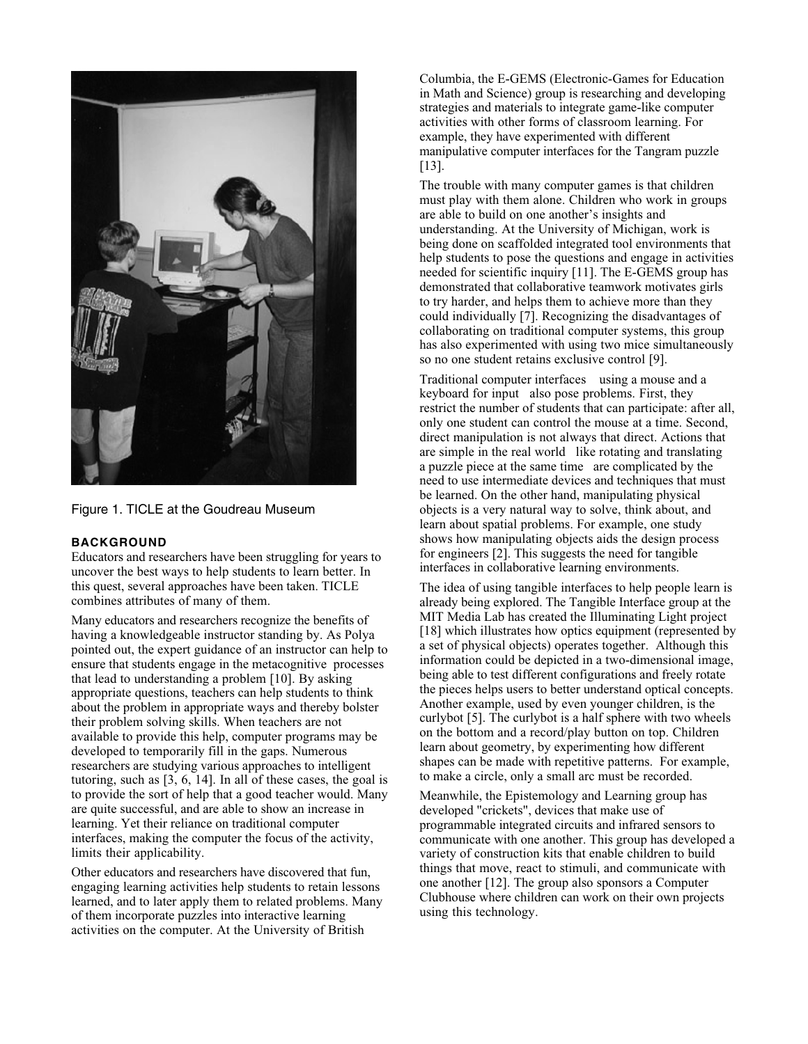Figure 1. TICLE at the Goudreau Museum

## BACKGROUND

Educators and researchers have been struggling for years to uncover the best ways to help students to learn better. In this quest, several approaches have been taken. TICLE combines attributes of many of them.

Many educators and researchers recognize the benefits of having a knowledgeable instructor standing by. As Polya pointed out, the expert guidance of an instructor can help to ensure that students engage in the metacognitive processes that lead to understanding a problem [10]. By asking appropriate questions, teachers can help students to think about the problem in appropriate ways and thereby bolster their problem solving skills. When teachers are not available to provide this help, computer programs may be developed to temporarily fill in the gaps. Numerous researchers are studying various approaches to intelligent tutoring, such as [3, 6, 14]. In all of these cases, the goal is to provide the sort of help that a good teacher would. Many are quite successful, and are able to show an increase in learning. Yet their reliance on traditional computer interfaces, making the computer the focus of the activity, limits their applicability.

Other educators and researchers have discovered that fun, engaging learning activities help students to retain lessons learned, and to later apply them to related problems. Many of them incorporate puzzles into interactive learning activities on the computer. At the University of British Columbia, the E-GEMS (Electronic-Games for Education in Math and Science) group is researching and developing strategies and materials to integrate game-like computer activities with other forms of classroom learning. For example, they have experimented with different manipulative computer interfaces for the Tangram puzzle [13].

The trouble with many computer games is that children must play with them alone. Children who work in groups are able to build on one another's insights and understanding. At the University of Michigan, work is being done on scaffolded integrated tool environments that help students to pose the questions and engage in activities needed for scientific inquiry [11]. The E-GEMS group has demonstrated that collaborative teamwork motivates girls to try harder, and helps them to achieve more than they could individually [7]. Recognizing the disadvantages of collaborating on traditional computer systems, this group has also experimented with using two mice simultaneously so no one student retains exclusive control [9].

Traditional computer interfaces using a mouse and a keyboard for input also pose problems. First, they restrict the number of students that can participate: after all, only one student can control the mouse at a time. Second, direct manipulation is not always that direct. Actions that are simple in the real world like rotating and translating a puzzle piece at the same time are complicated by the need to use intermediate devices and techniques that must be learned. On the other hand, manipulating physical objects is a very natural way to solve, think about, and learn about spatial problems. For example, one study shows how manipulating objects aids the design process for engineers [2]. This suggests the need for tangible interfaces in collaborative learning environments.

The idea of using tangible interfaces to help people learn is already being explored. The Tangible Interface group at the MIT Media Lab has created the Illuminating Light project [18] which illustrates how optics equipment (represented by a set of physical objects) operates together. Although this information could be depicted in a two-dimensional image, being able to test different configurations and freely rotate the pieces helps users to better understand optical concepts. Another example, used by even younger children, is the curlybot [5]. The curlybot is a half sphere with two wheels on the bottom and a record/play button on top. Children learn about geometry, by experimenting how different shapes can be made with repetitive patterns. For example, to make a circle, only a small arc must be recorded.

Meanwhile, the Epistemology and Learning group has developed "crickets", devices that make use of programmable integrated circuits and infrared sensors to communicate with one another. This group has developed a variety of construction kits that enable children to build things that move, react to stimuli, and communicate with one another [12]. The group also sponsors a Computer Clubhouse where children can work on their own projects using this technology.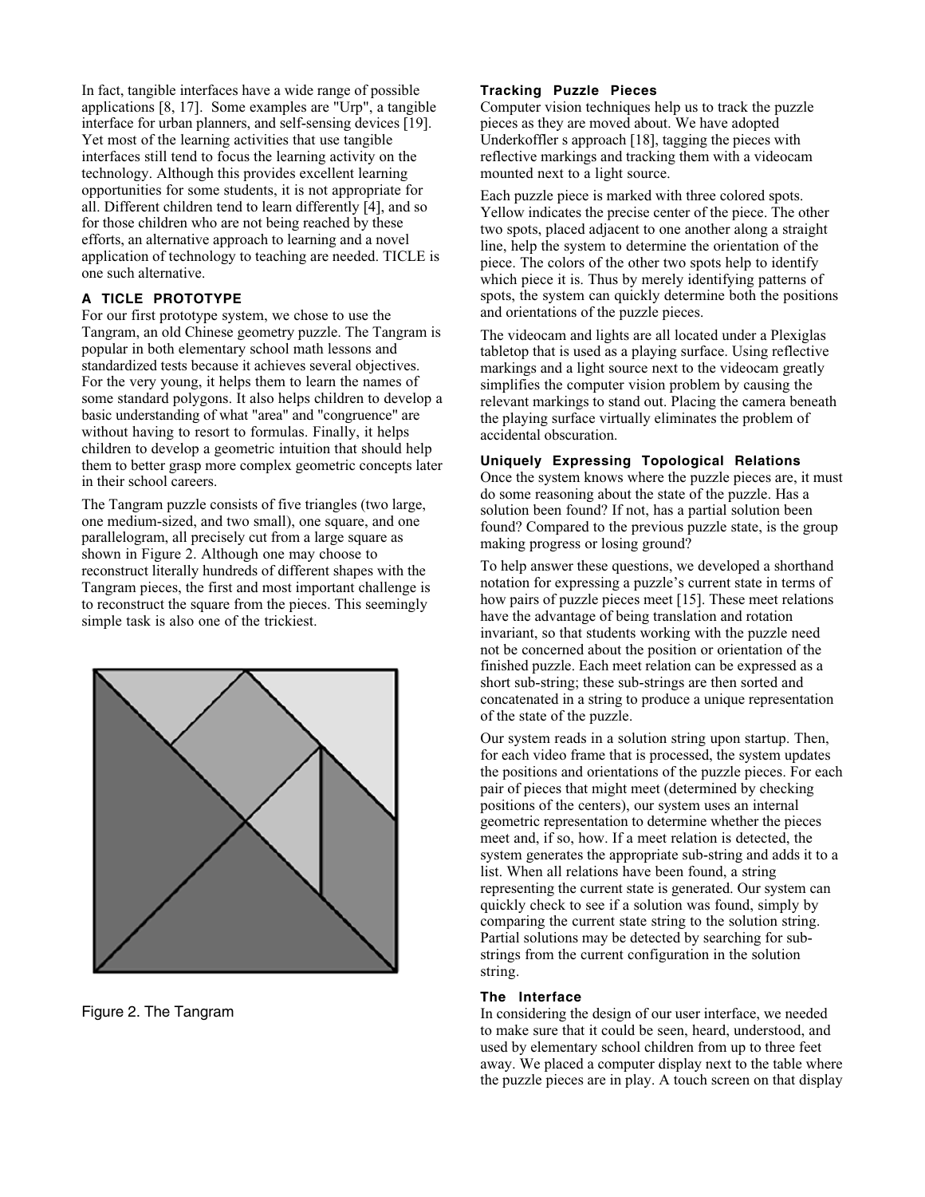In fact, tangible interfaces have a wide range of possible applications [8, 17]. Some examples are "Urp", a tangible interface for urban planners, and self-sensing devices [19]. Yet most of the learning activities that use tangible interfaces still tend to focus the learning activity on the technology. Although this provides excellent learning opportunities for some students, it is not appropriate for all. Different children tend to learn differently [4], and so for those children who are not being reached by these efforts, an alternative approach to learning and a novel application of technology to teaching are needed. TICLE is one such alternative.

### A TICLE PROTOTYPE

For our first prototype system, we chose to use the Tangram, an old Chinese geometry puzzle. The Tangram is popular in both elementary school math lessons and standardized tests because it achieves several objectives. For the very young, it helps them to learn the names of some standard polygons. It also helps children to develop a basic understanding of what "area" and "congruence" are without having to resort to formulas. Finally, it helps children to develop a geometric intuition that should help them to better grasp more complex geometric concepts later in their school careers.

The Tangram puzzle consists of five triangles (two large, one medium-sized, and two small), one square, and one parallelogram, all precisely cut from a large square as shown in Figure 2. Although one may choose to reconstruct literally hundreds of different shapes with the Tangram pieces, the first and most important challenge is to reconstruct the square from the pieces. This seemingly simple task is also one of the trickiest.

Figure 2. The Tangram

#### Tracking Puzzle Pieces

Computer vision techniques help us to track the puzzle pieces as they are moved about. We have adopted Underkoffler s approach [18], tagging the pieces with reflective markings and tracking them with a videocam mounted next to a light source.

Each puzzle piece is marked with three colored spots. Yellow indicates the precise center of the piece. The other two spots, placed adjacent to one another along a straight line, help the system to determine the orientation of the piece. The colors of the other two spots help to identify which piece it is. Thus by merely identifying patterns of spots, the system can quickly determine both the positions and orientations of the puzzle pieces.

The videocam and lights are all located under a Plexiglas tabletop that is used as a playing surface. Using reflective markings and a light source next to the videocam greatly simplifies the computer vision problem by causing the relevant markings to stand out. Placing the camera beneath the playing surface virtually eliminates the problem of accidental obscuration.

#### Uniquely Expressing Topological Relations

Once the system knows where the puzzle pieces are, it must do some reasoning about the state of the puzzle. Has a solution been found? If not, has a partial solution been found? Compared to the previous puzzle state, is the group making progress or losing ground?

To help answer these questions, we developed a shorthand notation for expressing a puzzle's current state in terms of how pairs of puzzle pieces meet [15]. These meet relations have the advantage of being translation and rotation invariant, so that students working with the puzzle need not be concerned about the position or orientation of the finished puzzle. Each meet relation can be expressed as a short sub-string; these sub-strings are then sorted and concatenated in a string to produce a unique representation of the state of the puzzle.

Our system reads in a solution string upon startup. Then, for each video frame that is processed, the system updates the positions and orientations of the puzzle pieces. For each pair of pieces that might meet (determined by checking positions of the centers), our system uses an internal geometric representation to determine whether the pieces meet and, if so, how. If a meet relation is detected, the system generates the appropriate sub-string and adds it to a list. When all relations have been found, a string representing the current state is generated. Our system can quickly check to see if a solution was found, simply by comparing the current state string to the solution string. Partial solutions may be detected by searching for sub-strings from the current configuration in the solution string.

#### The Interface

In considering the design of our user interface, we needed to make sure that it could be seen, heard, understood, and used by elementary school children from up to three feet away. We placed a computer display next to the table where the puzzle pieces are in play. A touch screen on that display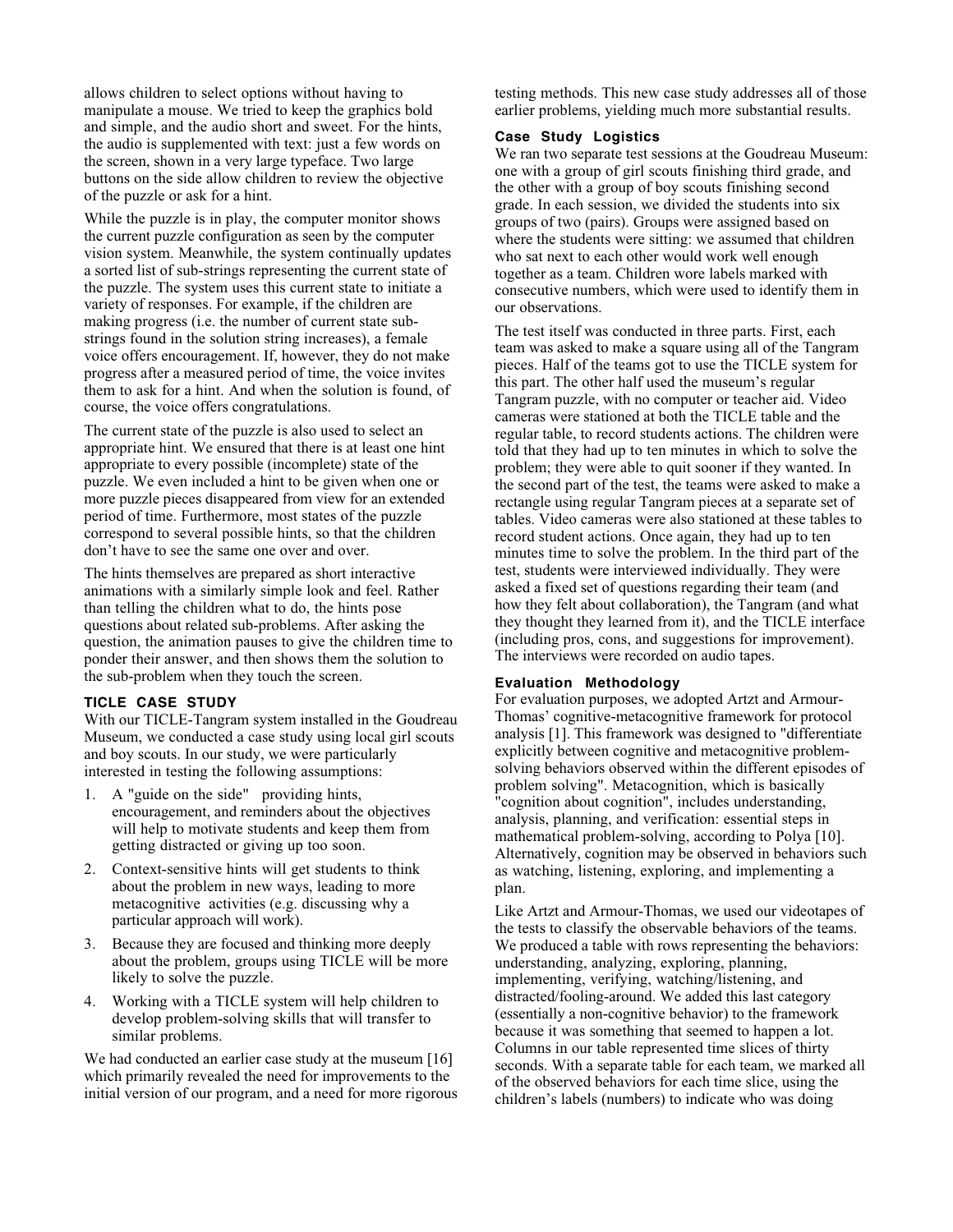allows children to select options without having to manipulate a mouse. We tried to keep the graphics bold and simple, and the audio short and sweet. For the hints, the audio is supplemented with text: just a few words on the screen, shown in a very large typeface. Two large buttons on the side allow children to review the objective of the puzzle or ask for a hint.

While the puzzle is in play, the computer monitor shows the current puzzle configuration as seen by the computer vision system. Meanwhile, the system continually updates a sorted list of sub-strings representing the current state of the puzzle. The system uses this current state to initiate a variety of responses. For example, if the children are making progress (i.e. the number of current state sub-strings found in the solution string increases), a female voice offers encouragement. If, however, they do not make progress after a measured period of time, the voice invites them to ask for a hint. And when the solution is found, of course, the voice offers congratulations.

The current state of the puzzle is also used to select an appropriate hint. We ensured that there is at least one hint appropriate to every possible (incomplete) state of the puzzle. We even included a hint to be given when one or more puzzle pieces disappeared from view for an extended period of time. Furthermore, most states of the puzzle correspond to several possible hints, so that the children don't have to see the same one over and over.

The hints themselves are prepared as short interactive animations with a similarly simple look and feel. Rather than telling the children what to do, the hints pose questions about related sub-problems. After asking the question, the animation pauses to give the children time to ponder their answer, and then shows them the solution to the sub-problem when they touch the screen.

## TICLE CASE STUDY

With our TICLE-Tangram system installed in the Goudreau Museum, we conducted a case study using local girl scouts and boy scouts. In our study, we were particularly interested in testing the following assumptions:

1. A "guide on the side" providing hints, encouragement, and reminders about the objectives will help to motivate students and keep them from getting distracted or giving up too soon.
2. Context-sensitive hints will get students to think about the problem in new ways, leading to more metacognitive activities (e.g. discussing why a particular approach will work).
3. Because they are focused and thinking more deeply about the problem, groups using TICLE will be more likely to solve the puzzle.
4. Working with a TICLE system will help children to develop problem-solving skills that will transfer to similar problems.

We had conducted an earlier case study at the museum [16] which primarily revealed the need for improvements to the initial version of our program, and a need for more rigorous testing methods. This new case study addresses all of those earlier problems, yielding much more substantial results.

### Case Study Logistics

We ran two separate test sessions at the Goudreau Museum: one with a group of girl scouts finishing third grade, and the other with a group of boy scouts finishing second grade. In each session, we divided the students into six groups of two (pairs). Groups were assigned based on where the students were sitting: we assumed that children who sat next to each other would work well enough together as a team. Children wore labels marked with consecutive numbers, which were used to identify them in our observations.

The test itself was conducted in three parts. First, each team was asked to make a square using all of the Tangram pieces. Half of the teams got to use the TICLE system for this part. The other half used the museum's regular Tangram puzzle, with no computer or teacher aid. Video cameras were stationed at both the TICLE table and the regular table, to record students actions. The children were told that they had up to ten minutes in which to solve the problem; they were able to quit sooner if they wanted. In the second part of the test, the teams were asked to make a rectangle using regular Tangram pieces at a separate set of tables. Video cameras were also stationed at these tables to record student actions. Once again, they had up to ten minutes time to solve the problem. In the third part of the test, students were interviewed individually. They were asked a fixed set of questions regarding their team (and how they felt about collaboration), the Tangram (and what they thought they learned from it), and the TICLE interface (including pros, cons, and suggestions for improvement). The interviews were recorded on audio tapes.

### Evaluation Methodology

For evaluation purposes, we adopted Artzt and Armour-Thomas' cognitive-metacognitive framework for protocol analysis [1]. This framework was designed to "differentiate explicitly between cognitive and metacognitive problem-solving behaviors observed within the different episodes of problem solving". Metacognition, which is basically "cognition about cognition", includes understanding, analysis, planning, and verification: essential steps in mathematical problem-solving, according to Polya [10]. Alternatively, cognition may be observed in behaviors such as watching, listening, exploring, and implementing a plan.

Like Artzt and Armour-Thomas, we used our videotapes of the tests to classify the observable behaviors of the teams. We produced a table with rows representing the behaviors: understanding, analyzing, exploring, planning, implementing, verifying, watching/listening, and distracted/fooling-around. We added this last category (essentially a non-cognitive behavior) to the framework because it was something that seemed to happen a lot. Columns in our table represented time slices of thirty seconds. With a separate table for each team, we marked all of the observed behaviors for each time slice, using the children's labels (numbers) to indicate who was doing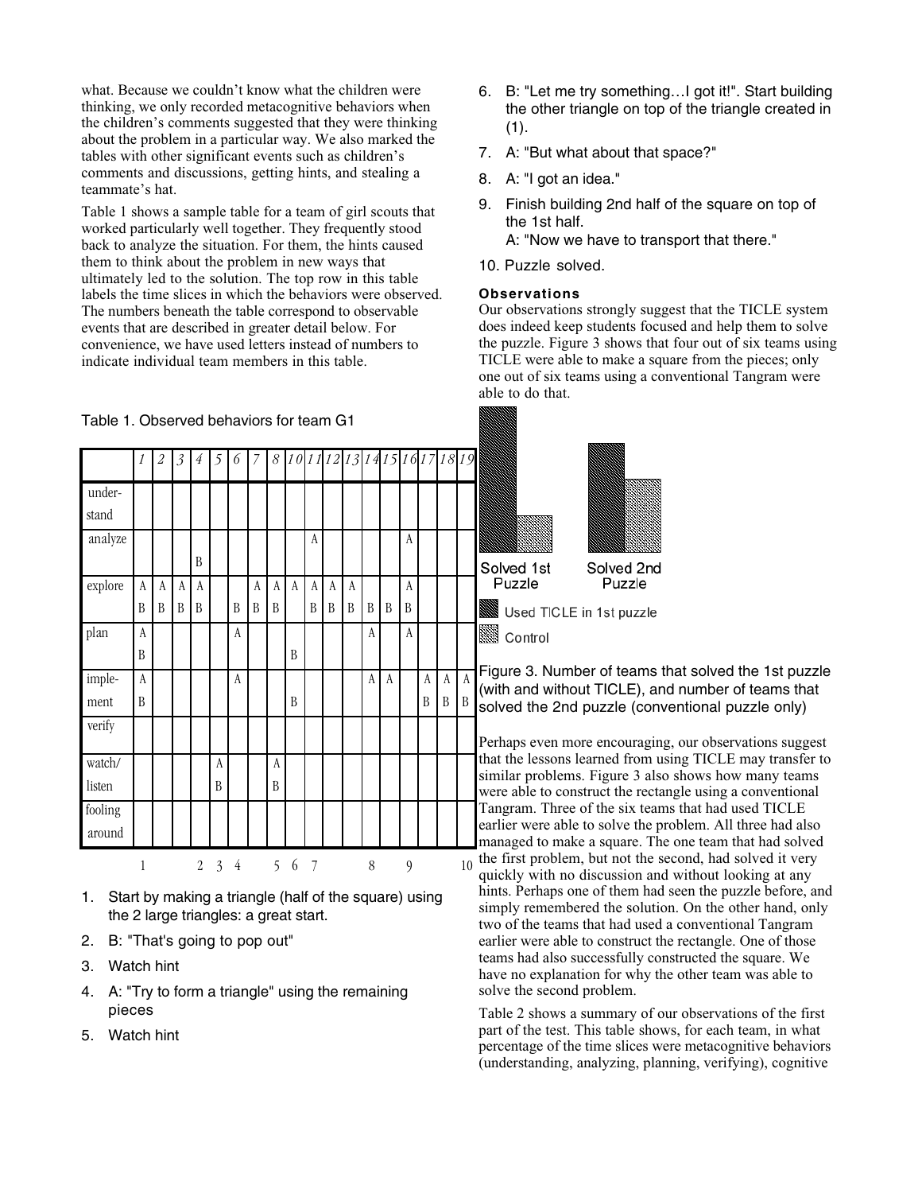what. Because we couldn't know what the children were thinking, we only recorded metacognitive behaviors when the children's comments suggested that they were thinking about the problem in a particular way. We also marked the tables with other significant events such as children's comments and discussions, getting hints, and stealing a teammate's hat.

Table 1 shows a sample table for a team of girl scouts that worked particularly well together. They frequently stood back to analyze the situation. For them, the hints caused them to think about the problem in new ways that ultimately led to the solution. The top row in this table labels the time slices in which the behaviors were observed. The numbers beneath the table correspond to observable events that are described in greater detail below. For convenience, we have used letters instead of numbers to indicate individual team members in this table.

Table 1. Observed behaviors for team G1

| | 1 | 2 | 3 | 4 | 5 | 6 | 7 | 8 | 10 | 11 | 12 | 13 | 14 | 15 | 16 | 17 | 18 | 19 |
|---|---|---|---|---|---|---|---|---|---|---|---|---|---|---|---|---|---|---|
| understand | | | | | | | | | | | | | | | | | | |
| analyze | | | | B | | | | | | A | | | | | A | | | |
| explore | A B | A B | A B | A B | | B | A B | A B | A | A B | A B | A B | B | B | A B | | | |
| plan | A B | | | | | A | | | B | | | | A | | A | | | |
| implement | A B | | | | | A | | | B | | | | A | A | | A B | A B | A B |
| verify | | | | | | | | | | | | | | | | | | |
| watch/listen | | | | | A B | | | A B | | | | | | | | | | |
| fooling around | | | | | | | | | | | | | | | | | | |
| | 1 | | | 2 | 3 | 4 | | 5 | 6 | 7 | | | 8 | | 9 | | | 10 |

1. Start by making a triangle (half of the square) using the 2 large triangles: a great start.
2. B: "That's going to pop out"
3. Watch hint
4. A: "Try to form a triangle" using the remaining pieces
5. Watch hint
6. B: "Let me try something…I got it!". Start building the other triangle on top of the triangle created in (1).
7. A: "But what about that space?"
8. A: "I got an idea."
9. Finish building 2nd half of the square on top of the 1st half.
   A: "Now we have to transport that there."
10. Puzzle solved.

**Observations**

Our observations strongly suggest that the TICLE system does indeed keep students focused and help them to solve the puzzle. Figure 3 shows that four out of six teams using TICLE were able to make a square from the pieces; only one out of six teams using a conventional Tangram were able to do that.

Solved 1st Puzzle

Solved 2nd Puzzle

Used TICLE in 1st puzzle

Control

Figure 3. Number of teams that solved the 1st puzzle (with and without TICLE), and number of teams that solved the 2nd puzzle (conventional puzzle only)

Perhaps even more encouraging, our observations suggest that the lessons learned from using TICLE may transfer to similar problems. Figure 3 also shows how many teams were able to construct the rectangle using a conventional Tangram. Three of the six teams that had used TICLE earlier were able to solve the problem. All three had also managed to make a square. The one team that had solved the first problem, but not the second, had solved it very quickly with no discussion and without looking at any hints. Perhaps one of them had seen the puzzle before, and simply remembered the solution. On the other hand, only two of the teams that had used a conventional Tangram earlier were able to construct the rectangle. One of those teams had also successfully constructed the square. We have no explanation for why the other team was able to solve the second problem.

Table 2 shows a summary of our observations of the first part of the test. This table shows, for each team, in what percentage of the time slices were metacognitive behaviors (understanding, analyzing, planning, verifying), cognitive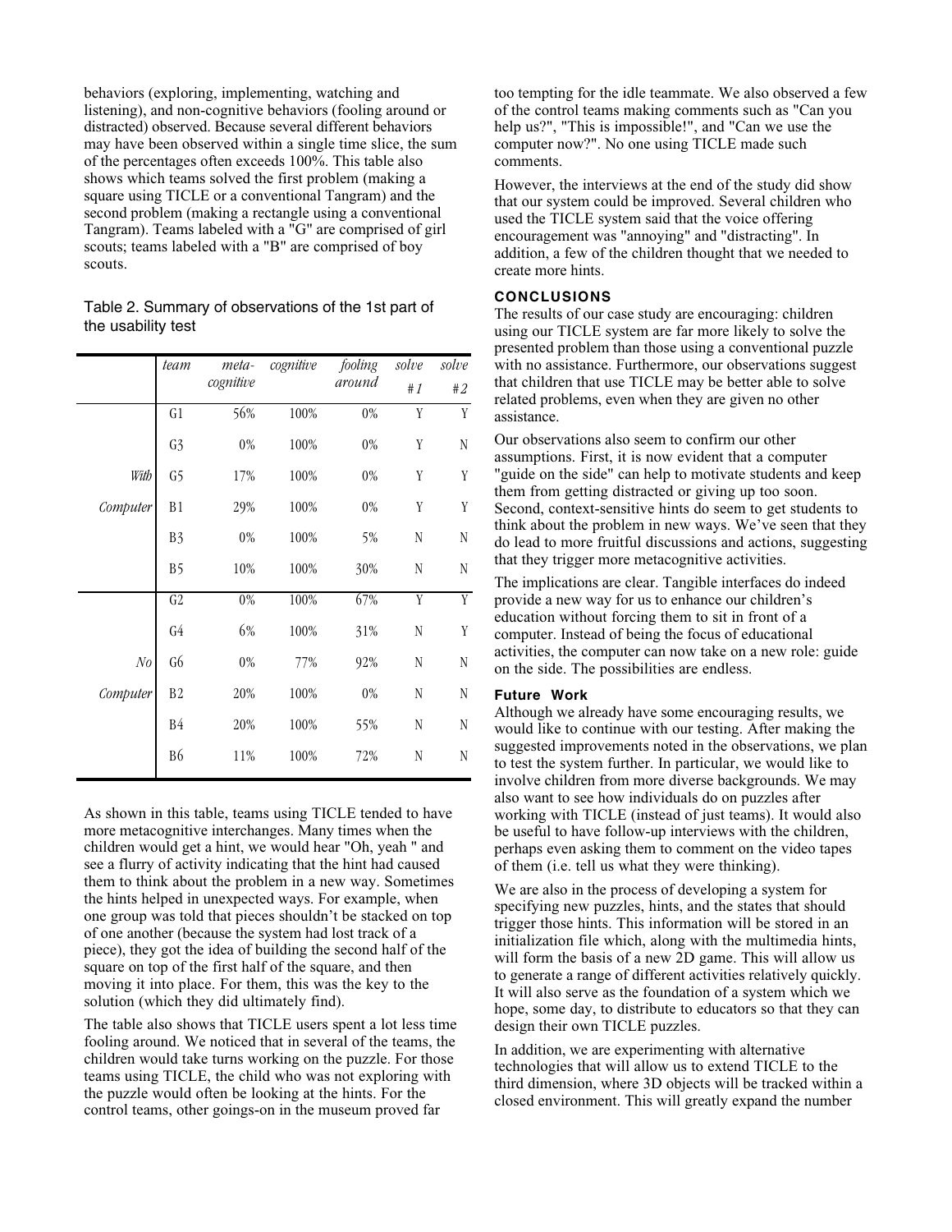behaviors (exploring, implementing, watching and listening), and non-cognitive behaviors (fooling around or distracted) observed. Because several different behaviors may have been observed within a single time slice, the sum of the percentages often exceeds 100%. This table also shows which teams solved the first problem (making a square using TICLE or a conventional Tangram) and the second problem (making a rectangle using a conventional Tangram). Teams labeled with a "G" are comprised of girl scouts; teams labeled with a "B" are comprised of boy scouts.

Table 2. Summary of observations of the 1st part of the usability test

| | *team* | *meta-cognitive* | *cognitive* | *fooling around* | *solve #1* | *solve #2* |
|---|---|---|---|---|---|---|
| *With Computer* | G1 | 56% | 100% | 0% | Y | Y |
| | G3 | 0% | 100% | 0% | Y | N |
| | G5 | 17% | 100% | 0% | Y | Y |
| | B1 | 29% | 100% | 0% | Y | Y |
| | B3 | 0% | 100% | 5% | N | N |
| | B5 | 10% | 100% | 30% | N | N |
| *No Computer* | G2 | 0% | 100% | 67% | Y | Y |
| | G4 | 6% | 100% | 31% | N | Y |
| | G6 | 0% | 77% | 92% | N | N |
| | B2 | 20% | 100% | 0% | N | N |
| | B4 | 20% | 100% | 55% | N | N |
| | B6 | 11% | 100% | 72% | N | N |

As shown in this table, teams using TICLE tended to have more metacognitive interchanges. Many times when the children would get a hint, we would hear "Oh, yeah " and see a flurry of activity indicating that the hint had caused them to think about the problem in a new way. Sometimes the hints helped in unexpected ways. For example, when one group was told that pieces shouldn't be stacked on top of one another (because the system had lost track of a piece), they got the idea of building the second half of the square on top of the first half of the square, and then moving it into place. For them, this was the key to the solution (which they did ultimately find).

The table also shows that TICLE users spent a lot less time fooling around. We noticed that in several of the teams, the children would take turns working on the puzzle. For those teams using TICLE, the child who was not exploring with the puzzle would often be looking at the hints. For the control teams, other goings-on in the museum proved far too tempting for the idle teammate. We also observed a few of the control teams making comments such as "Can you help us?", "This is impossible!", and "Can we use the computer now?". No one using TICLE made such comments.

However, the interviews at the end of the study did show that our system could be improved. Several children who used the TICLE system said that the voice offering encouragement was "annoying" and "distracting". In addition, a few of the children thought that we needed to create more hints.

## CONCLUSIONS

The results of our case study are encouraging: children using our TICLE system are far more likely to solve the presented problem than those using a conventional puzzle with no assistance. Furthermore, our observations suggest that children that use TICLE may be better able to solve related problems, even when they are given no other assistance.

Our observations also seem to confirm our other assumptions. First, it is now evident that a computer "guide on the side" can help to motivate students and keep them from getting distracted or giving up too soon. Second, context-sensitive hints do seem to get students to think about the problem in new ways. We've seen that they do lead to more fruitful discussions and actions, suggesting that they trigger more metacognitive activities.

The implications are clear. Tangible interfaces do indeed provide a new way for us to enhance our children's education without forcing them to sit in front of a computer. Instead of being the focus of educational activities, the computer can now take on a new role: guide on the side. The possibilities are endless.

### Future Work

Although we already have some encouraging results, we would like to continue with our testing. After making the suggested improvements noted in the observations, we plan to test the system further. In particular, we would like to involve children from more diverse backgrounds. We may also want to see how individuals do on puzzles after working with TICLE (instead of just teams). It would also be useful to have follow-up interviews with the children, perhaps even asking them to comment on the video tapes of them (i.e. tell us what they were thinking).

We are also in the process of developing a system for specifying new puzzles, hints, and the states that should trigger those hints. This information will be stored in an initialization file which, along with the multimedia hints, will form the basis of a new 2D game. This will allow us to generate a range of different activities relatively quickly. It will also serve as the foundation of a system which we hope, some day, to distribute to educators so that they can design their own TICLE puzzles.

In addition, we are experimenting with alternative technologies that will allow us to extend TICLE to the third dimension, where 3D objects will be tracked within a closed environment. This will greatly expand the number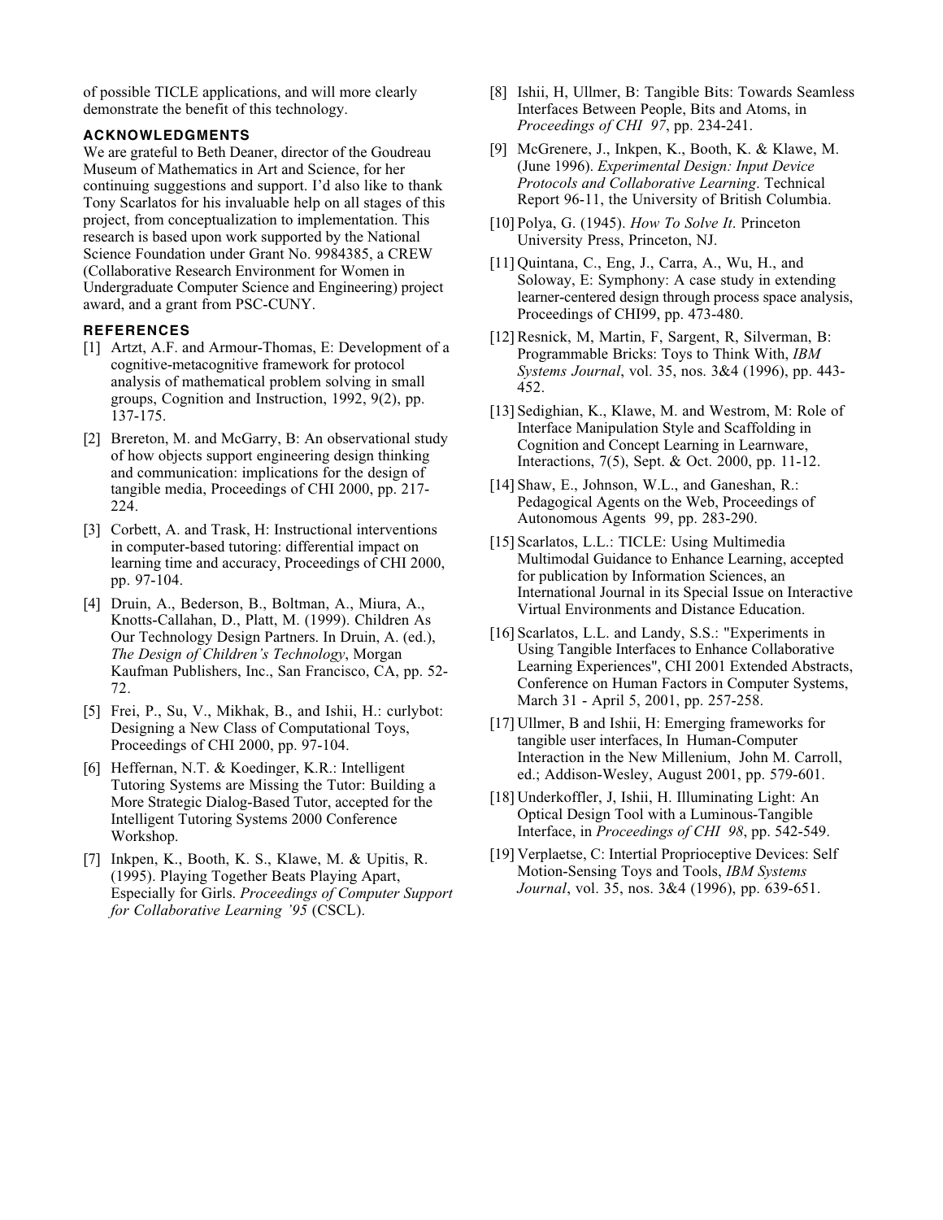of possible TICLE applications, and will more clearly demonstrate the benefit of this technology.

## ACKNOWLEDGMENTS

We are grateful to Beth Deaner, director of the Goudreau Museum of Mathematics in Art and Science, for her continuing suggestions and support. I'd also like to thank Tony Scarlatos for his invaluable help on all stages of this project, from conceptualization to implementation. This research is based upon work supported by the National Science Foundation under Grant No. 9984385, a CREW (Collaborative Research Environment for Women in Undergraduate Computer Science and Engineering) project award, and a grant from PSC-CUNY.

## REFERENCES

[1] Artzt, A.F. and Armour-Thomas, E: Development of a cognitive-metacognitive framework for protocol analysis of mathematical problem solving in small groups, Cognition and Instruction, 1992, 9(2), pp. 137-175.

[2] Brereton, M. and McGarry, B: An observational study of how objects support engineering design thinking and communication: implications for the design of tangible media, Proceedings of CHI 2000, pp. 217-224.

[3] Corbett, A. and Trask, H: Instructional interventions in computer-based tutoring: differential impact on learning time and accuracy, Proceedings of CHI 2000, pp. 97-104.

[4] Druin, A., Bederson, B., Boltman, A., Miura, A., Knotts-Callahan, D., Platt, M. (1999). Children As Our Technology Design Partners. In Druin, A. (ed.), *The Design of Children's Technology*, Morgan Kaufman Publishers, Inc., San Francisco, CA, pp. 52-72.

[5] Frei, P., Su, V., Mikhak, B., and Ishii, H.: curlybot: Designing a New Class of Computational Toys, Proceedings of CHI 2000, pp. 97-104.

[6] Heffernan, N.T. & Koedinger, K.R.: Intelligent Tutoring Systems are Missing the Tutor: Building a More Strategic Dialog-Based Tutor, accepted for the Intelligent Tutoring Systems 2000 Conference Workshop.

[7] Inkpen, K., Booth, K. S., Klawe, M. & Upitis, R. (1995). Playing Together Beats Playing Apart, Especially for Girls. *Proceedings of Computer Support for Collaborative Learning '95* (CSCL).

[8] Ishii, H, Ullmer, B: Tangible Bits: Towards Seamless Interfaces Between People, Bits and Atoms, in *Proceedings of CHI 97*, pp. 234-241.

[9] McGrenere, J., Inkpen, K., Booth, K. & Klawe, M. (June 1996). *Experimental Design: Input Device Protocols and Collaborative Learning*. Technical Report 96-11, the University of British Columbia.

[10] Polya, G. (1945). *How To Solve It*. Princeton University Press, Princeton, NJ.

[11] Quintana, C., Eng, J., Carra, A., Wu, H., and Soloway, E: Symphony: A case study in extending learner-centered design through process space analysis, Proceedings of CHI99, pp. 473-480.

[12] Resnick, M, Martin, F, Sargent, R, Silverman, B: Programmable Bricks: Toys to Think With, *IBM Systems Journal*, vol. 35, nos. 3&4 (1996), pp. 443-452.

[13] Sedighian, K., Klawe, M. and Westrom, M: Role of Interface Manipulation Style and Scaffolding in Cognition and Concept Learning in Learnware, Interactions, 7(5), Sept. & Oct. 2000, pp. 11-12.

[14] Shaw, E., Johnson, W.L., and Ganeshan, R.: Pedagogical Agents on the Web, Proceedings of Autonomous Agents 99, pp. 283-290.

[15] Scarlatos, L.L.: TICLE: Using Multimedia Multimodal Guidance to Enhance Learning, accepted for publication by Information Sciences, an International Journal in its Special Issue on Interactive Virtual Environments and Distance Education.

[16] Scarlatos, L.L. and Landy, S.S.: "Experiments in Using Tangible Interfaces to Enhance Collaborative Learning Experiences", CHI 2001 Extended Abstracts, Conference on Human Factors in Computer Systems, March 31 - April 5, 2001, pp. 257-258.

[17] Ullmer, B and Ishii, H: Emerging frameworks for tangible user interfaces, In Human-Computer Interaction in the New Millenium, John M. Carroll, ed.; Addison-Wesley, August 2001, pp. 579-601.

[18] Underkoffler, J, Ishii, H. Illuminating Light: An Optical Design Tool with a Luminous-Tangible Interface, in *Proceedings of CHI 98*, pp. 542-549.

[19] Verplaetse, C: Intertial Proprioceptive Devices: Self Motion-Sensing Toys and Tools, *IBM Systems Journal*, vol. 35, nos. 3&4 (1996), pp. 639-651.